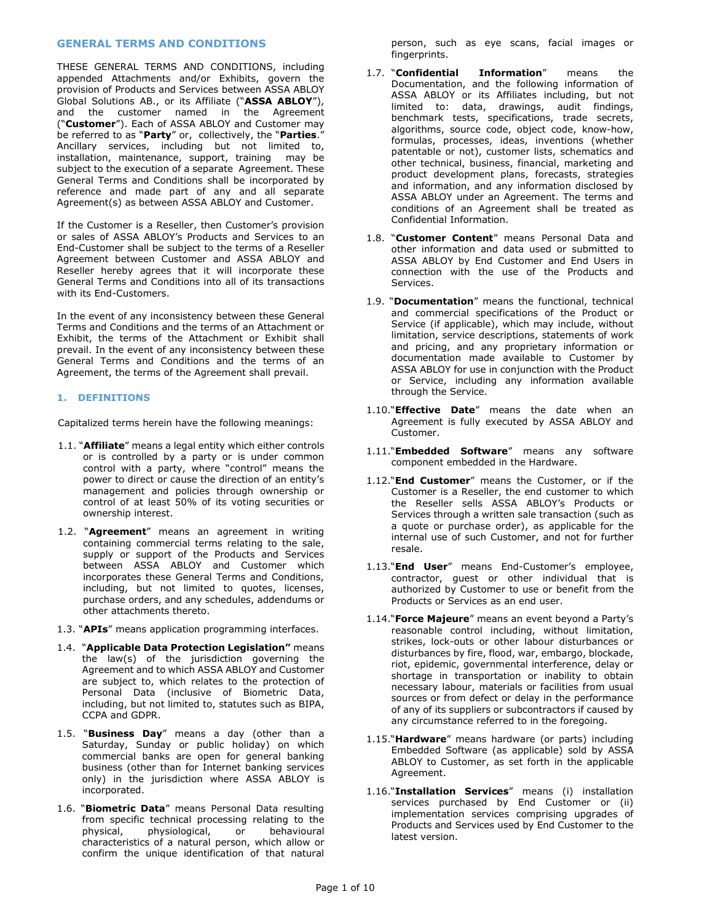# GENERAL TERMS AND CONDITIONS

THESE GENERAL TERMS AND CONDITIONS, including appended Attachments and/or Exhibits, govern the provision of Products and Services between ASSA ABLOY Global Solutions AB., or its Affiliate ("**ASSA ABLOY**"), and the customer named in the Agreement ("**Customer**"). Each of ASSA ABLOY and Customer may be referred to as "**Party**" or, collectively, the "**Parties**." Ancillary services, including but not limited to, installation, maintenance, support, training may be subject to the execution of a separate Agreement. These General Terms and Conditions shall be incorporated by reference and made part of any and all separate Agreement(s) as between ASSA ABLOY and Customer.

If the Customer is a Reseller, then Customer's provision or sales of ASSA ABLOY's Products and Services to an End-Customer shall be subject to the terms of a Reseller Agreement between Customer and ASSA ABLOY and Reseller hereby agrees that it will incorporate these General Terms and Conditions into all of its transactions with its End-Customers.

In the event of any inconsistency between these General Terms and Conditions and the terms of an Attachment or Exhibit, the terms of the Attachment or Exhibit shall prevail. In the event of any inconsistency between these General Terms and Conditions and the terms of an Agreement, the terms of the Agreement shall prevail.

## 1. DEFINITIONS

Capitalized terms herein have the following meanings:

1.1. "**Affiliate**" means a legal entity which either controls or is controlled by a party or is under common control with a party, where "control" means the power to direct or cause the direction of an entity's management and policies through ownership or control of at least 50% of its voting securities or ownership interest.

1.2. "**Agreement**" means an agreement in writing containing commercial terms relating to the sale, supply or support of the Products and Services between ASSA ABLOY and Customer which incorporates these General Terms and Conditions, including, but not limited to, quotes, licenses, purchase orders, and any schedules, addendums or other attachments thereto.

1.3. "**APIs**" means application programming interfaces.

1.4. "**Applicable Data Protection Legislation"** means the law(s) of the jurisdiction governing the Agreement and to which ASSA ABLOY and Customer are subject to, which relates to the protection of Personal Data (inclusive of Biometric Data), including, but not limited to, statutes such as BIPA, CCPA and GDPR.

1.5. "**Business Day**" means a day (other than a Saturday, Sunday or public holiday) on which commercial banks are open for general banking business (other than for Internet banking services only) in the jurisdiction where ASSA ABLOY is incorporated.

1.6. "**Biometric Data**" means Personal Data resulting from specific technical processing relating to the physical, physiological, or behavioural characteristics of a natural person, which allow or confirm the unique identification of that natural person, such as eye scans, facial images or fingerprints.

1.7. "**Confidential Information**" means the Documentation, and the following information of ASSA ABLOY or its Affiliates including, but not limited to: data, drawings, audit findings, benchmark tests, specifications, trade secrets, algorithms, source code, object code, know-how, formulas, processes, ideas, inventions (whether patentable or not), customer lists, schematics and other technical, business, financial, marketing and product development plans, forecasts, strategies and information, and any information disclosed by ASSA ABLOY under an Agreement. The terms and conditions of an Agreement shall be treated as Confidential Information.

1.8. "**Customer Content**" means Personal Data and other information and data used or submitted to ASSA ABLOY by End Customer and End Users in connection with the use of the Products and Services.

1.9. "**Documentation**" means the functional, technical and commercial specifications of the Product or Service (if applicable), which may include, without limitation, service descriptions, statements of work and pricing, and any proprietary information or documentation made available to Customer by ASSA ABLOY for use in conjunction with the Product or Service, including any information available through the Service.

1.10. "**Effective Date**" means the date when an Agreement is fully executed by ASSA ABLOY and Customer.

1.11. "**Embedded Software**" means any software component embedded in the Hardware.

1.12. "**End Customer**" means the Customer, or if the Customer is a Reseller, the end customer to which the Reseller sells ASSA ABLOY's Products or Services through a written sale transaction (such as a quote or purchase order), as applicable for the internal use of such Customer, and not for further resale.

1.13. "**End User**" means End-Customer's employee, contractor, guest or other individual that is authorized by Customer to use or benefit from the Products or Services as an end user.

1.14. "**Force Majeure**" means an event beyond a Party's reasonable control including, without limitation, strikes, lock-outs or other labour disturbances or disturbances by fire, flood, war, embargo, blockade, riot, epidemic, governmental interference, delay or shortage in transportation or inability to obtain necessary labour, materials or facilities from usual sources or from defect or delay in the performance of any of its suppliers or subcontractors if caused by any circumstance referred to in the foregoing.

1.15. "**Hardware**" means hardware (or parts) including Embedded Software (as applicable) sold by ASSA ABLOY to Customer, as set forth in the applicable Agreement.

1.16. "**Installation Services**" means (i) installation services purchased by End Customer or (ii) implementation services comprising upgrades of Products and Services used by End Customer to the latest version.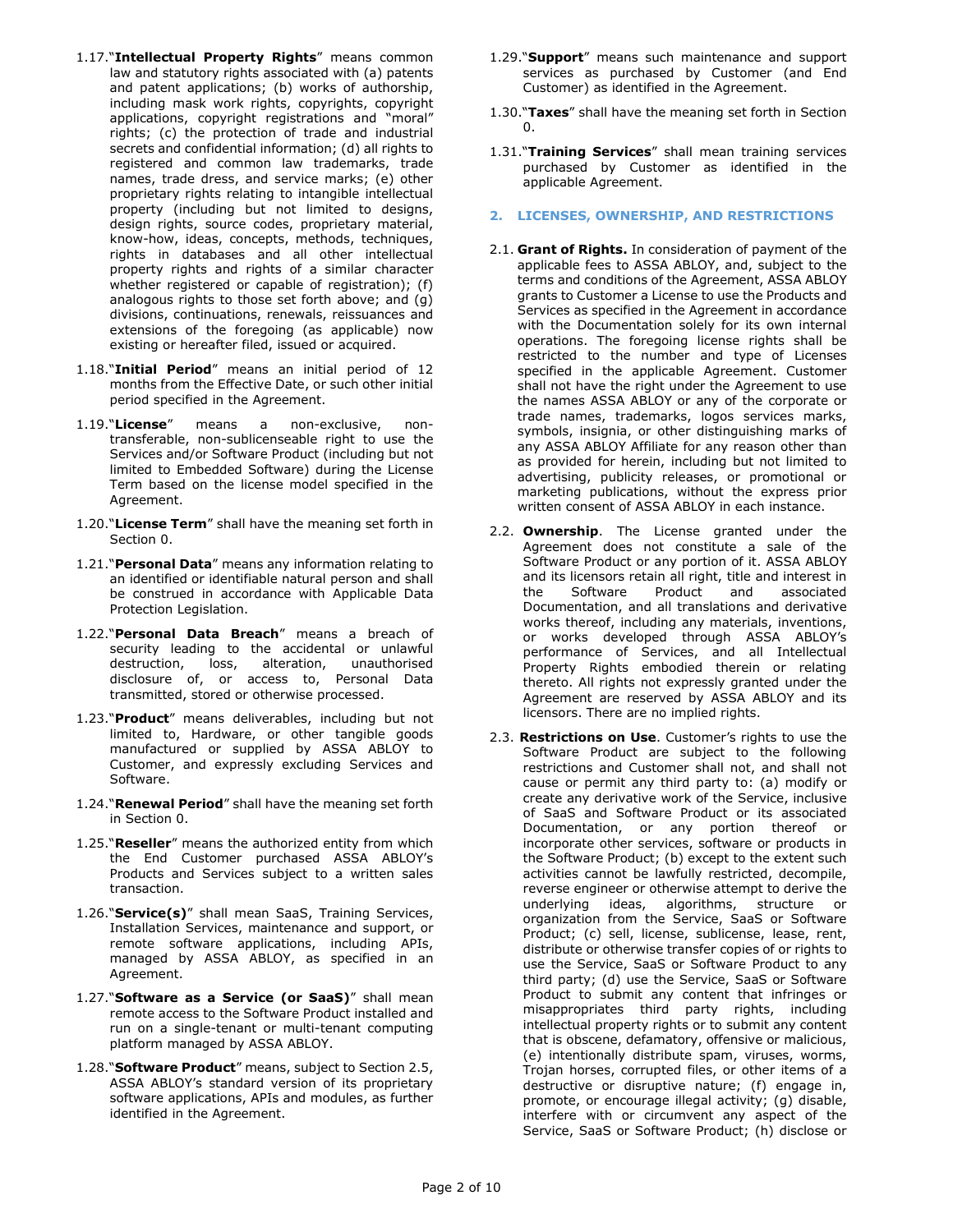1.17. "**Intellectual Property Rights**" means common law and statutory rights associated with (a) patents and patent applications; (b) works of authorship, including mask work rights, copyrights, copyright applications, copyright registrations and "moral" rights; (c) the protection of trade and industrial secrets and confidential information; (d) all rights to registered and common law trademarks, trade names, trade dress, and service marks; (e) other proprietary rights relating to intangible intellectual property (including but not limited to designs, design rights, source codes, proprietary material, know-how, ideas, concepts, methods, techniques, rights in databases and all other intellectual property rights and rights of a similar character whether registered or capable of registration); (f) analogous rights to those set forth above; and (g) divisions, continuations, renewals, reissuances and extensions of the foregoing (as applicable) now existing or hereafter filed, issued or acquired.

1.18. "**Initial Period**" means an initial period of 12 months from the Effective Date, or such other initial period specified in the Agreement.

1.19. "**License**" means a non-exclusive, non-transferable, non-sublicenseable right to use the Services and/or Software Product (including but not limited to Embedded Software) during the License Term based on the license model specified in the Agreement.

1.20. "**License Term**" shall have the meaning set forth in Section 0.

1.21. "**Personal Data**" means any information relating to an identified or identifiable natural person and shall be construed in accordance with Applicable Data Protection Legislation.

1.22. "**Personal Data Breach**" means a breach of security leading to the accidental or unlawful destruction, loss, alteration, unauthorised disclosure of, or access to, Personal Data transmitted, stored or otherwise processed.

1.23. "**Product**" means deliverables, including but not limited to, Hardware, or other tangible goods manufactured or supplied by ASSA ABLOY to Customer, and expressly excluding Services and Software.

1.24. "**Renewal Period**" shall have the meaning set forth in Section 0.

1.25. "**Reseller**" means the authorized entity from which the End Customer purchased ASSA ABLOY's Products and Services subject to a written sales transaction.

1.26. "**Service(s)**" shall mean SaaS, Training Services, Installation Services, maintenance and support, or remote software applications, including APIs, managed by ASSA ABLOY, as specified in an Agreement.

1.27. "**Software as a Service (or SaaS)**" shall mean remote access to the Software Product installed and run on a single-tenant or multi-tenant computing platform managed by ASSA ABLOY.

1.28. "**Software Product**" means, subject to Section 2.5, ASSA ABLOY's standard version of its proprietary software applications, APIs and modules, as further identified in the Agreement.

1.29. "**Support**" means such maintenance and support services as purchased by Customer (and End Customer) as identified in the Agreement.

1.30. "**Taxes**" shall have the meaning set forth in Section 0.

1.31. "**Training Services**" shall mean training services purchased by Customer as identified in the applicable Agreement.

## 2. LICENSES, OWNERSHIP, AND RESTRICTIONS

2.1. **Grant of Rights.** In consideration of payment of the applicable fees to ASSA ABLOY, and, subject to the terms and conditions of the Agreement, ASSA ABLOY grants to Customer a License to use the Products and Services as specified in the Agreement in accordance with the Documentation solely for its own internal operations. The foregoing license rights shall be restricted to the number and type of Licenses specified in the applicable Agreement. Customer shall not have the right under the Agreement to use the names ASSA ABLOY or any of the corporate or trade names, trademarks, logos services marks, symbols, insignia, or other distinguishing marks of any ASSA ABLOY Affiliate for any reason other than as provided for herein, including but not limited to advertising, publicity releases, or promotional or marketing publications, without the express prior written consent of ASSA ABLOY in each instance.

2.2. **Ownership**. The License granted under the Agreement does not constitute a sale of the Software Product or any portion of it. ASSA ABLOY and its licensors retain all right, title and interest in the Software Product and associated Documentation, and all translations and derivative works thereof, including any materials, inventions, or works developed through ASSA ABLOY's performance of Services, and all Intellectual Property Rights embodied therein or relating thereto. All rights not expressly granted under the Agreement are reserved by ASSA ABLOY and its licensors. There are no implied rights.

2.3. **Restrictions on Use**. Customer's rights to use the Software Product are subject to the following restrictions and Customer shall not, and shall not cause or permit any third party to: (a) modify or create any derivative work of the Service, inclusive of SaaS and Software Product or its associated Documentation, or any portion thereof or incorporate other services, software or products in the Software Product; (b) except to the extent such activities cannot be lawfully restricted, decompile, reverse engineer or otherwise attempt to derive the underlying ideas, algorithms, structure or organization from the Service, SaaS or Software Product; (c) sell, license, sublicense, lease, rent, distribute or otherwise transfer copies of or rights to use the Service, SaaS or Software Product to any third party; (d) use the Service, SaaS or Software Product to submit any content that infringes or misappropriates third party rights, including intellectual property rights or to submit any content that is obscene, defamatory, offensive or malicious, (e) intentionally distribute spam, viruses, worms, Trojan horses, corrupted files, or other items of a destructive or disruptive nature; (f) engage in, promote, or encourage illegal activity; (g) disable, interfere with or circumvent any aspect of the Service, SaaS or Software Product; (h) disclose or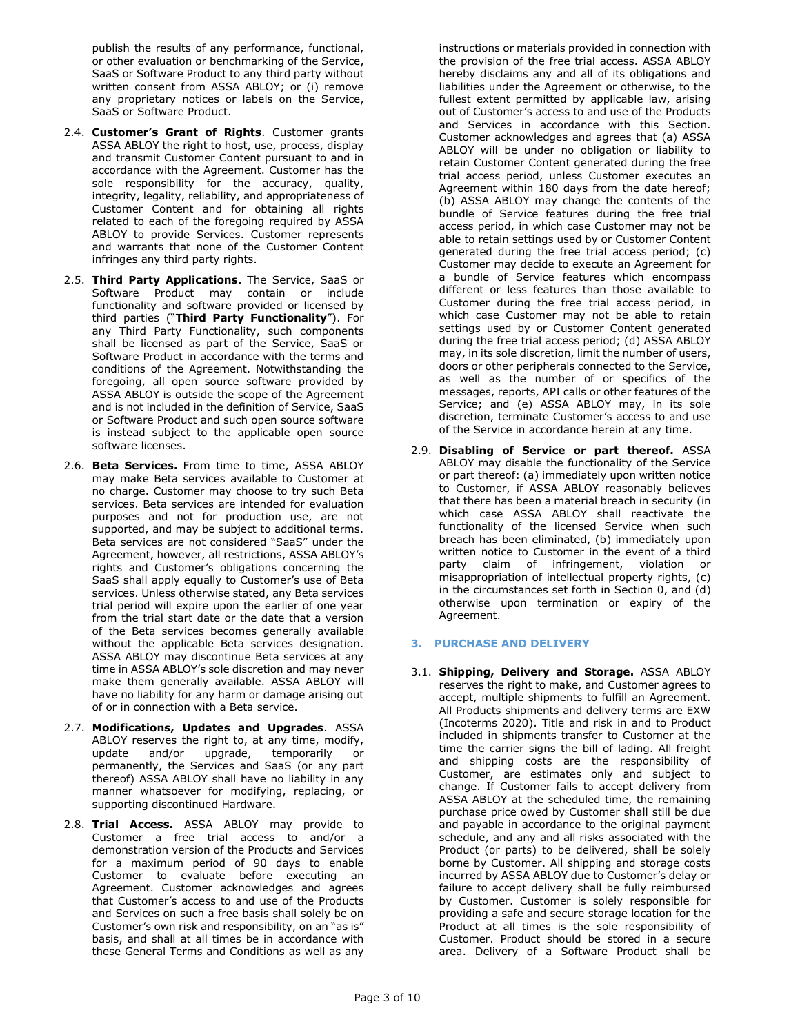publish the results of any performance, functional, or other evaluation or benchmarking of the Service, SaaS or Software Product to any third party without written consent from ASSA ABLOY; or (i) remove any proprietary notices or labels on the Service, SaaS or Software Product.

2.4. **Customer's Grant of Rights**. Customer grants ASSA ABLOY the right to host, use, process, display and transmit Customer Content pursuant to and in accordance with the Agreement. Customer has the sole responsibility for the accuracy, quality, integrity, legality, reliability, and appropriateness of Customer Content and for obtaining all rights related to each of the foregoing required by ASSA ABLOY to provide Services. Customer represents and warrants that none of the Customer Content infringes any third party rights.

2.5. **Third Party Applications.** The Service, SaaS or Software Product may contain or include functionality and software provided or licensed by third parties ("**Third Party Functionality**"). For any Third Party Functionality, such components shall be licensed as part of the Service, SaaS or Software Product in accordance with the terms and conditions of the Agreement. Notwithstanding the foregoing, all open source software provided by ASSA ABLOY is outside the scope of the Agreement and is not included in the definition of Service, SaaS or Software Product and such open source software is instead subject to the applicable open source software licenses.

2.6. **Beta Services.** From time to time, ASSA ABLOY may make Beta services available to Customer at no charge. Customer may choose to try such Beta services. Beta services are intended for evaluation purposes and not for production use, are not supported, and may be subject to additional terms. Beta services are not considered "SaaS" under the Agreement, however, all restrictions, ASSA ABLOY's rights and Customer's obligations concerning the SaaS shall apply equally to Customer's use of Beta services. Unless otherwise stated, any Beta services trial period will expire upon the earlier of one year from the trial start date or the date that a version of the Beta services becomes generally available without the applicable Beta services designation. ASSA ABLOY may discontinue Beta services at any time in ASSA ABLOY's sole discretion and may never make them generally available. ASSA ABLOY will have no liability for any harm or damage arising out of or in connection with a Beta service.

2.7. **Modifications, Updates and Upgrades**. ASSA ABLOY reserves the right to, at any time, modify, update and/or upgrade, temporarily or permanently, the Services and SaaS (or any part thereof) ASSA ABLOY shall have no liability in any manner whatsoever for modifying, replacing, or supporting discontinued Hardware.

2.8. **Trial Access.** ASSA ABLOY may provide to Customer a free trial access to and/or a demonstration version of the Products and Services for a maximum period of 90 days to enable Customer to evaluate before executing an Agreement. Customer acknowledges and agrees that Customer's access to and use of the Products and Services on such a free basis shall solely be on Customer's own risk and responsibility, on an "as is" basis, and shall at all times be in accordance with these General Terms and Conditions as well as any instructions or materials provided in connection with the provision of the free trial access. ASSA ABLOY hereby disclaims any and all of its obligations and liabilities under the Agreement or otherwise, to the fullest extent permitted by applicable law, arising out of Customer's access to and use of the Products and Services in accordance with this Section. Customer acknowledges and agrees that (a) ASSA ABLOY will be under no obligation or liability to retain Customer Content generated during the free trial access period, unless Customer executes an Agreement within 180 days from the date hereof; (b) ASSA ABLOY may change the contents of the bundle of Service features during the free trial access period, in which case Customer may not be able to retain settings used by or Customer Content generated during the free trial access period; (c) Customer may decide to execute an Agreement for a bundle of Service features which encompass different or less features than those available to Customer during the free trial access period, in which case Customer may not be able to retain settings used by or Customer Content generated during the free trial access period; (d) ASSA ABLOY may, in its sole discretion, limit the number of users, doors or other peripherals connected to the Service, as well as the number of or specifics of the messages, reports, API calls or other features of the Service; and (e) ASSA ABLOY may, in its sole discretion, terminate Customer's access to and use of the Service in accordance herein at any time.

2.9. **Disabling of Service or part thereof.** ASSA ABLOY may disable the functionality of the Service or part thereof: (a) immediately upon written notice to Customer, if ASSA ABLOY reasonably believes that there has been a material breach in security (in which case ASSA ABLOY shall reactivate the functionality of the licensed Service when such breach has been eliminated, (b) immediately upon written notice to Customer in the event of a third party claim of infringement, violation or misappropriation of intellectual property rights, (c) in the circumstances set forth in Section 0, and (d) otherwise upon termination or expiry of the Agreement.

## 3. PURCHASE AND DELIVERY

3.1. **Shipping, Delivery and Storage.** ASSA ABLOY reserves the right to make, and Customer agrees to accept, multiple shipments to fulfill an Agreement. All Products shipments and delivery terms are EXW (Incoterms 2020). Title and risk in and to Product included in shipments transfer to Customer at the time the carrier signs the bill of lading. All freight and shipping costs are the responsibility of Customer, are estimates only and subject to change. If Customer fails to accept delivery from ASSA ABLOY at the scheduled time, the remaining purchase price owed by Customer shall still be due and payable in accordance to the original payment schedule, and any and all risks associated with the Product (or parts) to be delivered, shall be solely borne by Customer. All shipping and storage costs incurred by ASSA ABLOY due to Customer's delay or failure to accept delivery shall be fully reimbursed by Customer. Customer is solely responsible for providing a safe and secure storage location for the Product at all times is the sole responsibility of Customer. Product should be stored in a secure area. Delivery of a Software Product shall be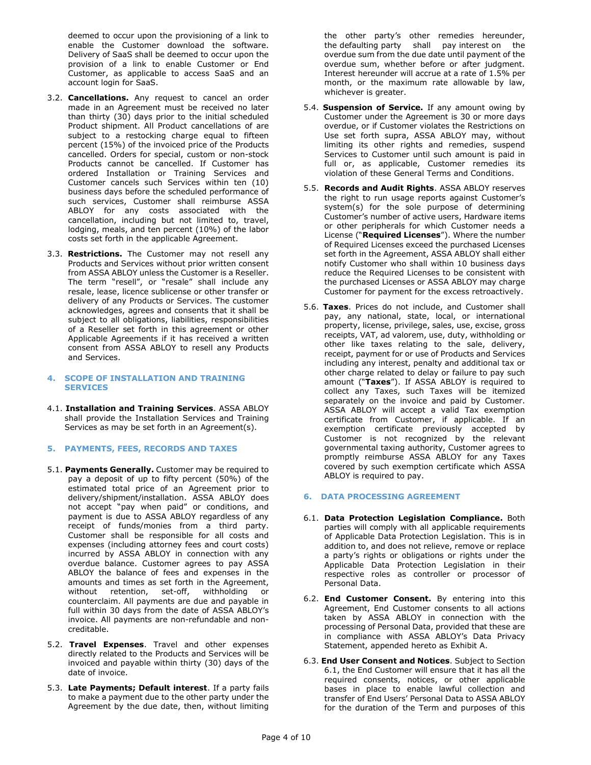deemed to occur upon the provisioning of a link to enable the Customer download the software. Delivery of SaaS shall be deemed to occur upon the provision of a link to enable Customer or End Customer, as applicable to access SaaS and an account login for SaaS.

3.2. **Cancellations.** Any request to cancel an order made in an Agreement must be received no later than thirty (30) days prior to the initial scheduled Product shipment. All Product cancellations of are subject to a restocking charge equal to fifteen percent (15%) of the invoiced price of the Products cancelled. Orders for special, custom or non-stock Products cannot be cancelled. If Customer has ordered Installation or Training Services and Customer cancels such Services within ten (10) business days before the scheduled performance of such services, Customer shall reimburse ASSA ABLOY for any costs associated with the cancellation, including but not limited to, travel, lodging, meals, and ten percent (10%) of the labor costs set forth in the applicable Agreement.

3.3. **Restrictions.** The Customer may not resell any Products and Services without prior written consent from ASSA ABLOY unless the Customer is a Reseller. The term "resell", or "resale" shall include any resale, lease, licence sublicense or other transfer or delivery of any Products or Services. The customer acknowledges, agrees and consents that it shall be subject to all obligations, liabilities, responsibilities of a Reseller set forth in this agreement or other Applicable Agreements if it has received a written consent from ASSA ABLOY to resell any Products and Services.

## 4. SCOPE OF INSTALLATION AND TRAINING SERVICES

4.1. **Installation and Training Services**. ASSA ABLOY shall provide the Installation Services and Training Services as may be set forth in an Agreement(s).

## 5. PAYMENTS, FEES, RECORDS AND TAXES

5.1. **Payments Generally.** Customer may be required to pay a deposit of up to fifty percent (50%) of the estimated total price of an Agreement prior to delivery/shipment/installation. ASSA ABLOY does not accept "pay when paid" or conditions, and payment is due to ASSA ABLOY regardless of any receipt of funds/monies from a third party. Customer shall be responsible for all costs and expenses (including attorney fees and court costs) incurred by ASSA ABLOY in connection with any overdue balance. Customer agrees to pay ASSA ABLOY the balance of fees and expenses in the amounts and times as set forth in the Agreement, without retention, set-off, withholding or counterclaim. All payments are due and payable in full within 30 days from the date of ASSA ABLOY's invoice. All payments are non-refundable and non-creditable.

5.2. **Travel Expenses**. Travel and other expenses directly related to the Products and Services will be invoiced and payable within thirty (30) days of the date of invoice.

5.3. **Late Payments; Default interest**. If a party fails to make a payment due to the other party under the Agreement by the due date, then, without limiting the other party's other remedies hereunder, the defaulting party shall pay interest on the overdue sum from the due date until payment of the overdue sum, whether before or after judgment. Interest hereunder will accrue at a rate of 1.5% per month, or the maximum rate allowable by law, whichever is greater.

5.4. **Suspension of Service.** If any amount owing by Customer under the Agreement is 30 or more days overdue, or if Customer violates the Restrictions on Use set forth supra, ASSA ABLOY may, without limiting its other rights and remedies, suspend Services to Customer until such amount is paid in full or, as applicable, Customer remedies its violation of these General Terms and Conditions.

5.5. **Records and Audit Rights**. ASSA ABLOY reserves the right to run usage reports against Customer's system(s) for the sole purpose of determining Customer's number of active users, Hardware items or other peripherals for which Customer needs a License ("**Required Licenses**"). Where the number of Required Licenses exceed the purchased Licenses set forth in the Agreement, ASSA ABLOY shall either notify Customer who shall within 10 business days reduce the Required Licenses to be consistent with the purchased Licenses or ASSA ABLOY may charge Customer for payment for the excess retroactively.

5.6. **Taxes**. Prices do not include, and Customer shall pay, any national, state, local, or international property, license, privilege, sales, use, excise, gross receipts, VAT, ad valorem, use, duty, withholding or other like taxes relating to the sale, delivery, receipt, payment for or use of Products and Services including any interest, penalty and additional tax or other charge related to delay or failure to pay such amount ("**Taxes**"). If ASSA ABLOY is required to collect any Taxes, such Taxes will be itemized separately on the invoice and paid by Customer. ASSA ABLOY will accept a valid Tax exemption certificate from Customer, if applicable. If an exemption certificate previously accepted by Customer is not recognized by the relevant governmental taxing authority, Customer agrees to promptly reimburse ASSA ABLOY for any Taxes covered by such exemption certificate which ASSA ABLOY is required to pay.

## 6. DATA PROCESSING AGREEMENT

6.1. **Data Protection Legislation Compliance.** Both parties will comply with all applicable requirements of Applicable Data Protection Legislation. This is in addition to, and does not relieve, remove or replace a party's rights or obligations or rights under the Applicable Data Protection Legislation in their respective roles as controller or processor of Personal Data.

6.2. **End Customer Consent.** By entering into this Agreement, End Customer consents to all actions taken by ASSA ABLOY in connection with the processing of Personal Data, provided that these are in compliance with ASSA ABLOY's Data Privacy Statement, appended hereto as Exhibit A.

6.3. **End User Consent and Notices**. Subject to Section 6.1, the End Customer will ensure that it has all the required consents, notices, or other applicable bases in place to enable lawful collection and transfer of End Users' Personal Data to ASSA ABLOY for the duration of the Term and purposes of this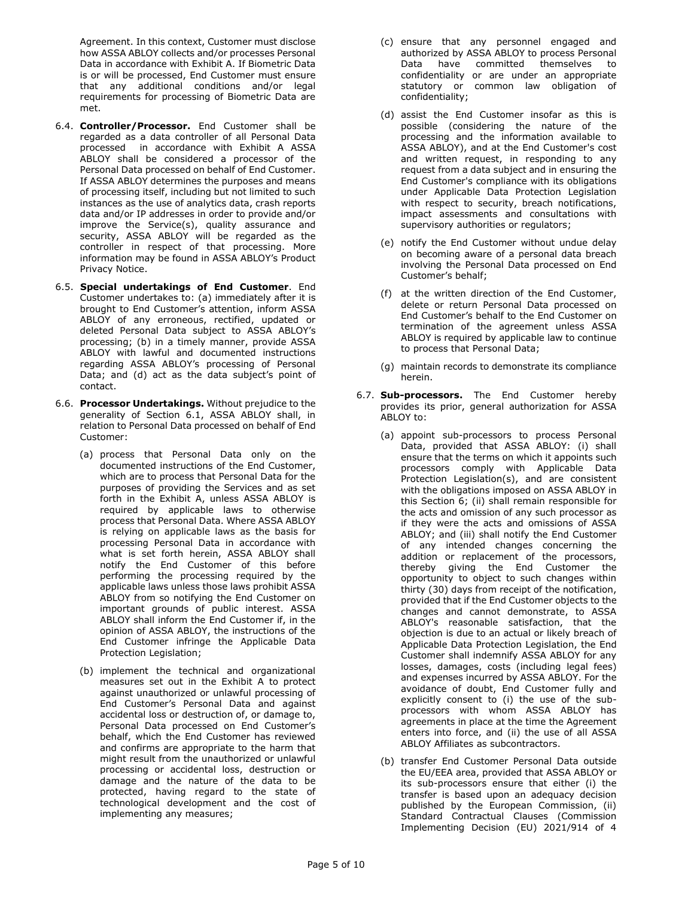Agreement. In this context, Customer must disclose how ASSA ABLOY collects and/or processes Personal Data in accordance with Exhibit A. If Biometric Data is or will be processed, End Customer must ensure that any additional conditions and/or legal requirements for processing of Biometric Data are met.

6.4. **Controller/Processor.** End Customer shall be regarded as a data controller of all Personal Data processed in accordance with Exhibit A ASSA ABLOY shall be considered a processor of the Personal Data processed on behalf of End Customer. If ASSA ABLOY determines the purposes and means of processing itself, including but not limited to such instances as the use of analytics data, crash reports data and/or IP addresses in order to provide and/or improve the Service(s), quality assurance and security, ASSA ABLOY will be regarded as the controller in respect of that processing. More information may be found in ASSA ABLOY's Product Privacy Notice.

6.5. **Special undertakings of End Customer**. End Customer undertakes to: (a) immediately after it is brought to End Customer's attention, inform ASSA ABLOY of any erroneous, rectified, updated or deleted Personal Data subject to ASSA ABLOY's processing; (b) in a timely manner, provide ASSA ABLOY with lawful and documented instructions regarding ASSA ABLOY's processing of Personal Data; and (d) act as the data subject's point of contact.

6.6. **Processor Undertakings.** Without prejudice to the generality of Section 6.1, ASSA ABLOY shall, in relation to Personal Data processed on behalf of End Customer:

(a) process that Personal Data only on the documented instructions of the End Customer, which are to process that Personal Data for the purposes of providing the Services and as set forth in the Exhibit A, unless ASSA ABLOY is required by applicable laws to otherwise process that Personal Data. Where ASSA ABLOY is relying on applicable laws as the basis for processing Personal Data in accordance with what is set forth herein, ASSA ABLOY shall notify the End Customer of this before performing the processing required by the applicable laws unless those laws prohibit ASSA ABLOY from so notifying the End Customer on important grounds of public interest. ASSA ABLOY shall inform the End Customer if, in the opinion of ASSA ABLOY, the instructions of the End Customer infringe the Applicable Data Protection Legislation;

(b) implement the technical and organizational measures set out in the Exhibit A to protect against unauthorized or unlawful processing of End Customer's Personal Data and against accidental loss or destruction of, or damage to, Personal Data processed on End Customer's behalf, which the End Customer has reviewed and confirms are appropriate to the harm that might result from the unauthorized or unlawful processing or accidental loss, destruction or damage and the nature of the data to be protected, having regard to the state of technological development and the cost of implementing any measures;

(c) ensure that any personnel engaged and authorized by ASSA ABLOY to process Personal Data have committed themselves to confidentiality or are under an appropriate statutory or common law obligation of confidentiality;

(d) assist the End Customer insofar as this is possible (considering the nature of the processing and the information available to ASSA ABLOY), and at the End Customer's cost and written request, in responding to any request from a data subject and in ensuring the End Customer's compliance with its obligations under Applicable Data Protection Legislation with respect to security, breach notifications, impact assessments and consultations with supervisory authorities or regulators;

(e) notify the End Customer without undue delay on becoming aware of a personal data breach involving the Personal Data processed on End Customer's behalf;

(f) at the written direction of the End Customer, delete or return Personal Data processed on End Customer's behalf to the End Customer on termination of the agreement unless ASSA ABLOY is required by applicable law to continue to process that Personal Data;

(g) maintain records to demonstrate its compliance herein.

6.7. **Sub-processors.** The End Customer hereby provides its prior, general authorization for ASSA ABLOY to:

(a) appoint sub-processors to process Personal Data, provided that ASSA ABLOY: (i) shall ensure that the terms on which it appoints such processors comply with Applicable Data Protection Legislation(s), and are consistent with the obligations imposed on ASSA ABLOY in this Section 6; (ii) shall remain responsible for the acts and omission of any such processor as if they were the acts and omissions of ASSA ABLOY; and (iii) shall notify the End Customer of any intended changes concerning the addition or replacement of the processors, thereby giving the End Customer the opportunity to object to such changes within thirty (30) days from receipt of the notification, provided that if the End Customer objects to the changes and cannot demonstrate, to ASSA ABLOY's reasonable satisfaction, that the objection is due to an actual or likely breach of Applicable Data Protection Legislation, the End Customer shall indemnify ASSA ABLOY for any losses, damages, costs (including legal fees) and expenses incurred by ASSA ABLOY. For the avoidance of doubt, End Customer fully and explicitly consent to (i) the use of the sub-processors with whom ASSA ABLOY has agreements in place at the time the Agreement enters into force, and (ii) the use of all ASSA ABLOY Affiliates as subcontractors.

(b) transfer End Customer Personal Data outside the EU/EEA area, provided that ASSA ABLOY or its sub-processors ensure that either (i) the transfer is based upon an adequacy decision published by the European Commission, (ii) Standard Contractual Clauses (Commission Implementing Decision (EU) 2021/914 of 4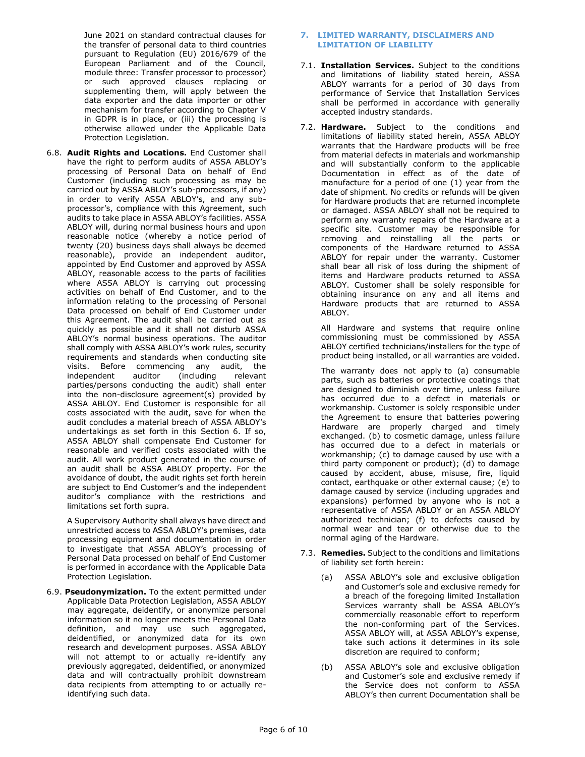June 2021 on standard contractual clauses for the transfer of personal data to third countries pursuant to Regulation (EU) 2016/679 of the European Parliament and of the Council, module three: Transfer processor to processor) or such approved clauses replacing or supplementing them, will apply between the data exporter and the data importer or other mechanism for transfer according to Chapter V in GDPR is in place, or (iii) the processing is otherwise allowed under the Applicable Data Protection Legislation.

6.8. **Audit Rights and Locations.** End Customer shall have the right to perform audits of ASSA ABLOY's processing of Personal Data on behalf of End Customer (including such processing as may be carried out by ASSA ABLOY's sub-processors, if any) in order to verify ASSA ABLOY's, and any sub-processor's, compliance with this Agreement, such audits to take place in ASSA ABLOY's facilities. ASSA ABLOY will, during normal business hours and upon reasonable notice (whereby a notice period of twenty (20) business days shall always be deemed reasonable), provide an independent auditor, appointed by End Customer and approved by ASSA ABLOY, reasonable access to the parts of facilities where ASSA ABLOY is carrying out processing activities on behalf of End Customer, and to the information relating to the processing of Personal Data processed on behalf of End Customer under this Agreement. The audit shall be carried out as quickly as possible and it shall not disturb ASSA ABLOY's normal business operations. The auditor shall comply with ASSA ABLOY's work rules, security requirements and standards when conducting site visits. Before commencing any audit, the independent auditor (including relevant parties/persons conducting the audit) shall enter into the non-disclosure agreement(s) provided by ASSA ABLOY. End Customer is responsible for all costs associated with the audit, save for when the audit concludes a material breach of ASSA ABLOY's undertakings as set forth in this Section 6. If so, ASSA ABLOY shall compensate End Customer for reasonable and verified costs associated with the audit. All work product generated in the course of an audit shall be ASSA ABLOY property. For the avoidance of doubt, the audit rights set forth herein are subject to End Customer's and the independent auditor's compliance with the restrictions and limitations set forth supra.

A Supervisory Authority shall always have direct and unrestricted access to ASSA ABLOY's premises, data processing equipment and documentation in order to investigate that ASSA ABLOY's processing of Personal Data processed on behalf of End Customer is performed in accordance with the Applicable Data Protection Legislation.

6.9. **Pseudonymization.** To the extent permitted under Applicable Data Protection Legislation, ASSA ABLOY may aggregate, deidentify, or anonymize personal information so it no longer meets the Personal Data definition, and may use such aggregated, deidentified, or anonymized data for its own research and development purposes. ASSA ABLOY will not attempt to or actually re-identify any previously aggregated, deidentified, or anonymized data and will contractually prohibit downstream data recipients from attempting to or actually re-identifying such data.

## 7. LIMITED WARRANTY, DISCLAIMERS AND LIMITATION OF LIABILITY

7.1. **Installation Services.** Subject to the conditions and limitations of liability stated herein, ASSA ABLOY warrants for a period of 30 days from performance of Service that Installation Services shall be performed in accordance with generally accepted industry standards.

7.2. **Hardware.** Subject to the conditions and limitations of liability stated herein, ASSA ABLOY warrants that the Hardware products will be free from material defects in materials and workmanship and will substantially conform to the applicable Documentation in effect as of the date of manufacture for a period of one (1) year from the date of shipment. No credits or refunds will be given for Hardware products that are returned incomplete or damaged. ASSA ABLOY shall not be required to perform any warranty repairs of the Hardware at a specific site. Customer may be responsible for removing and reinstalling all the parts or components of the Hardware returned to ASSA ABLOY for repair under the warranty. Customer shall bear all risk of loss during the shipment of items and Hardware products returned to ASSA ABLOY. Customer shall be solely responsible for obtaining insurance on any and all items and Hardware products that are returned to ASSA ABLOY.

All Hardware and systems that require online commissioning must be commissioned by ASSA ABLOY certified technicians/installers for the type of product being installed, or all warranties are voided.

The warranty does not apply to (a) consumable parts, such as batteries or protective coatings that are designed to diminish over time, unless failure has occurred due to a defect in materials or workmanship. Customer is solely responsible under the Agreement to ensure that batteries powering Hardware are properly charged and timely exchanged. (b) to cosmetic damage, unless failure has occurred due to a defect in materials or workmanship; (c) to damage caused by use with a third party component or product); (d) to damage caused by accident, abuse, misuse, fire, liquid contact, earthquake or other external cause; (e) to damage caused by service (including upgrades and expansions) performed by anyone who is not a representative of ASSA ABLOY or an ASSA ABLOY authorized technician; (f) to defects caused by normal wear and tear or otherwise due to the normal aging of the Hardware.

7.3. **Remedies.** Subject to the conditions and limitations of liability set forth herein:

(a) ASSA ABLOY's sole and exclusive obligation and Customer's sole and exclusive remedy for a breach of the foregoing limited Installation Services warranty shall be ASSA ABLOY's commercially reasonable effort to reperform the non-conforming part of the Services. ASSA ABLOY will, at ASSA ABLOY's expense, take such actions it determines in its sole discretion are required to conform;

(b) ASSA ABLOY's sole and exclusive obligation and Customer's sole and exclusive remedy if the Service does not conform to ASSA ABLOY's then current Documentation shall be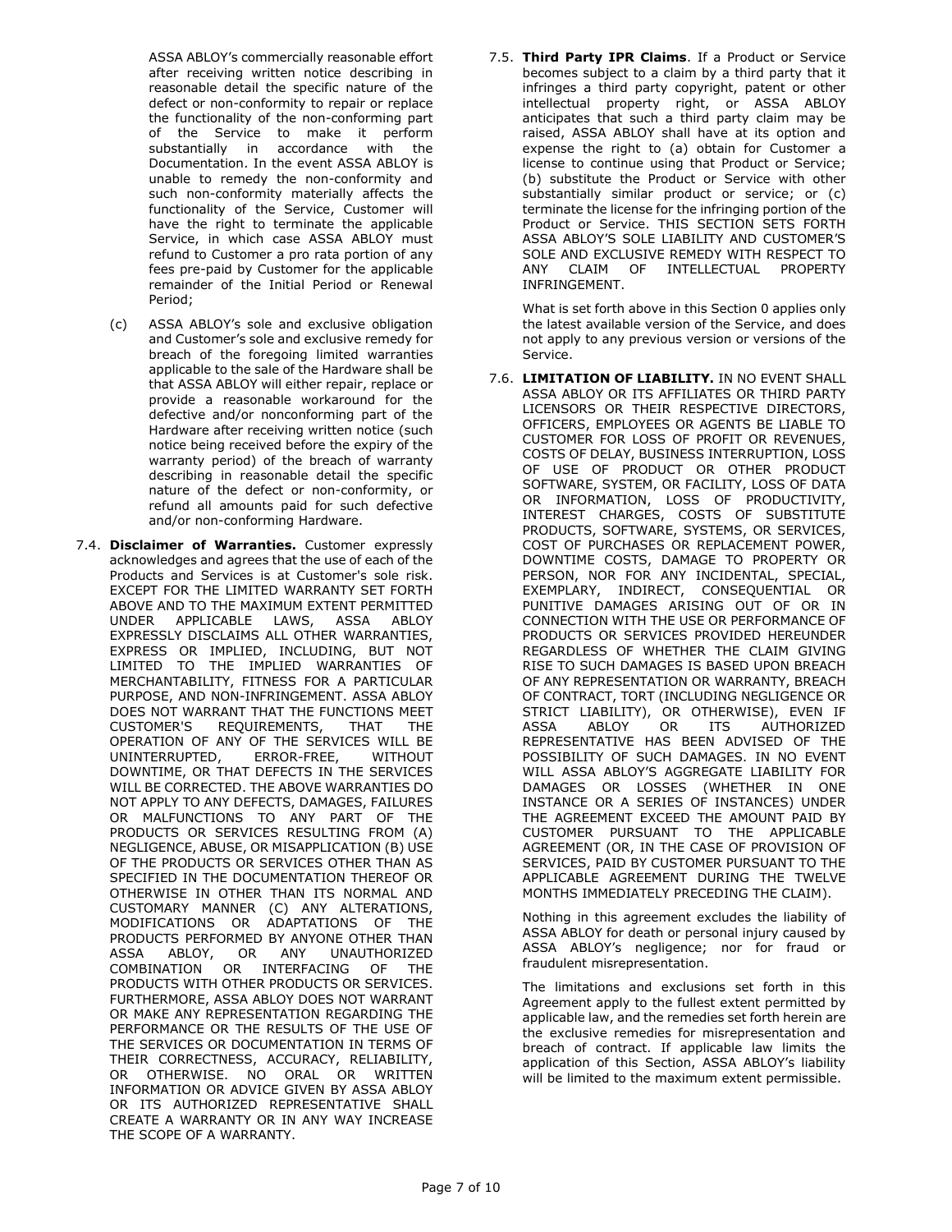ASSA ABLOY's commercially reasonable effort after receiving written notice describing in reasonable detail the specific nature of the defect or non-conformity to repair or replace the functionality of the non-conforming part of the Service to make it perform substantially in accordance with the Documentation. In the event ASSA ABLOY is unable to remedy the non-conformity and such non-conformity materially affects the functionality of the Service, Customer will have the right to terminate the applicable Service, in which case ASSA ABLOY must refund to Customer a pro rata portion of any fees pre-paid by Customer for the applicable remainder of the Initial Period or Renewal Period;

(c) ASSA ABLOY's sole and exclusive obligation and Customer's sole and exclusive remedy for breach of the foregoing limited warranties applicable to the sale of the Hardware shall be that ASSA ABLOY will either repair, replace or provide a reasonable workaround for the defective and/or nonconforming part of the Hardware after receiving written notice (such notice being received before the expiry of the warranty period) of the breach of warranty describing in reasonable detail the specific nature of the defect or non-conformity, or refund all amounts paid for such defective and/or non-conforming Hardware.

7.4. **Disclaimer of Warranties.** Customer expressly acknowledges and agrees that the use of each of the Products and Services is at Customer's sole risk. EXCEPT FOR THE LIMITED WARRANTY SET FORTH ABOVE AND TO THE MAXIMUM EXTENT PERMITTED UNDER APPLICABLE LAWS, ASSA ABLOY EXPRESSLY DISCLAIMS ALL OTHER WARRANTIES, EXPRESS OR IMPLIED, INCLUDING, BUT NOT LIMITED TO THE IMPLIED WARRANTIES OF MERCHANTABILITY, FITNESS FOR A PARTICULAR PURPOSE, AND NON-INFRINGEMENT. ASSA ABLOY DOES NOT WARRANT THAT THE FUNCTIONS MEET CUSTOMER'S REQUIREMENTS, THAT THE OPERATION OF ANY OF THE SERVICES WILL BE UNINTERRUPTED, ERROR-FREE, WITHOUT DOWNTIME, OR THAT DEFECTS IN THE SERVICES WILL BE CORRECTED. THE ABOVE WARRANTIES DO NOT APPLY TO ANY DEFECTS, DAMAGES, FAILURES OR MALFUNCTIONS TO ANY PART OF THE PRODUCTS OR SERVICES RESULTING FROM (A) NEGLIGENCE, ABUSE, OR MISAPPLICATION (B) USE OF THE PRODUCTS OR SERVICES OTHER THAN AS SPECIFIED IN THE DOCUMENTATION THEREOF OR OTHERWISE IN OTHER THAN ITS NORMAL AND CUSTOMARY MANNER (C) ANY ALTERATIONS, MODIFICATIONS OR ADAPTATIONS OF THE PRODUCTS PERFORMED BY ANYONE OTHER THAN ASSA ABLOY, OR ANY UNAUTHORIZED COMBINATION OR INTERFACING OF THE PRODUCTS WITH OTHER PRODUCTS OR SERVICES. FURTHERMORE, ASSA ABLOY DOES NOT WARRANT OR MAKE ANY REPRESENTATION REGARDING THE PERFORMANCE OR THE RESULTS OF THE USE OF THE SERVICES OR DOCUMENTATION IN TERMS OF THEIR CORRECTNESS, ACCURACY, RELIABILITY, OR OTHERWISE. NO ORAL OR WRITTEN INFORMATION OR ADVICE GIVEN BY ASSA ABLOY OR ITS AUTHORIZED REPRESENTATIVE SHALL CREATE A WARRANTY OR IN ANY WAY INCREASE THE SCOPE OF A WARRANTY.

7.5. **Third Party IPR Claims**. If a Product or Service becomes subject to a claim by a third party that it infringes a third party copyright, patent or other intellectual property right, or ASSA ABLOY anticipates that such a third party claim may be raised, ASSA ABLOY shall have at its option and expense the right to (a) obtain for Customer a license to continue using that Product or Service; (b) substitute the Product or Service with other substantially similar product or service; or (c) terminate the license for the infringing portion of the Product or Service. THIS SECTION SETS FORTH ASSA ABLOY'S SOLE LIABILITY AND CUSTOMER'S SOLE AND EXCLUSIVE REMEDY WITH RESPECT TO ANY CLAIM OF INTELLECTUAL PROPERTY INFRINGEMENT.

What is set forth above in this Section 0 applies only the latest available version of the Service, and does not apply to any previous version or versions of the Service.

7.6. **LIMITATION OF LIABILITY.** IN NO EVENT SHALL ASSA ABLOY OR ITS AFFILIATES OR THIRD PARTY LICENSORS OR THEIR RESPECTIVE DIRECTORS, OFFICERS, EMPLOYEES OR AGENTS BE LIABLE TO CUSTOMER FOR LOSS OF PROFIT OR REVENUES, COSTS OF DELAY, BUSINESS INTERRUPTION, LOSS OF USE OF PRODUCT OR OTHER PRODUCT SOFTWARE, SYSTEM, OR FACILITY, LOSS OF DATA OR INFORMATION, LOSS OF PRODUCTIVITY, INTEREST CHARGES, COSTS OF SUBSTITUTE PRODUCTS, SOFTWARE, SYSTEMS, OR SERVICES, COST OF PURCHASES OR REPLACEMENT POWER, DOWNTIME COSTS, DAMAGE TO PROPERTY OR PERSON, NOR FOR ANY INCIDENTAL, SPECIAL, EXEMPLARY, INDIRECT, CONSEQUENTIAL OR PUNITIVE DAMAGES ARISING OUT OF OR IN CONNECTION WITH THE USE OR PERFORMANCE OF PRODUCTS OR SERVICES PROVIDED HEREUNDER REGARDLESS OF WHETHER THE CLAIM GIVING RISE TO SUCH DAMAGES IS BASED UPON BREACH OF ANY REPRESENTATION OR WARRANTY, BREACH OF CONTRACT, TORT (INCLUDING NEGLIGENCE OR STRICT LIABILITY), OR OTHERWISE), EVEN IF ASSA ABLOY OR ITS AUTHORIZED REPRESENTATIVE HAS BEEN ADVISED OF THE POSSIBILITY OF SUCH DAMAGES. IN NO EVENT WILL ASSA ABLOY'S AGGREGATE LIABILITY FOR DAMAGES OR LOSSES (WHETHER IN ONE INSTANCE OR A SERIES OF INSTANCES) UNDER THE AGREEMENT EXCEED THE AMOUNT PAID BY CUSTOMER PURSUANT TO THE APPLICABLE AGREEMENT (OR, IN THE CASE OF PROVISION OF SERVICES, PAID BY CUSTOMER PURSUANT TO THE APPLICABLE AGREEMENT DURING THE TWELVE MONTHS IMMEDIATELY PRECEDING THE CLAIM).

Nothing in this agreement excludes the liability of ASSA ABLOY for death or personal injury caused by ASSA ABLOY's negligence; nor for fraud or fraudulent misrepresentation.

The limitations and exclusions set forth in this Agreement apply to the fullest extent permitted by applicable law, and the remedies set forth herein are the exclusive remedies for misrepresentation and breach of contract. If applicable law limits the application of this Section, ASSA ABLOY's liability will be limited to the maximum extent permissible.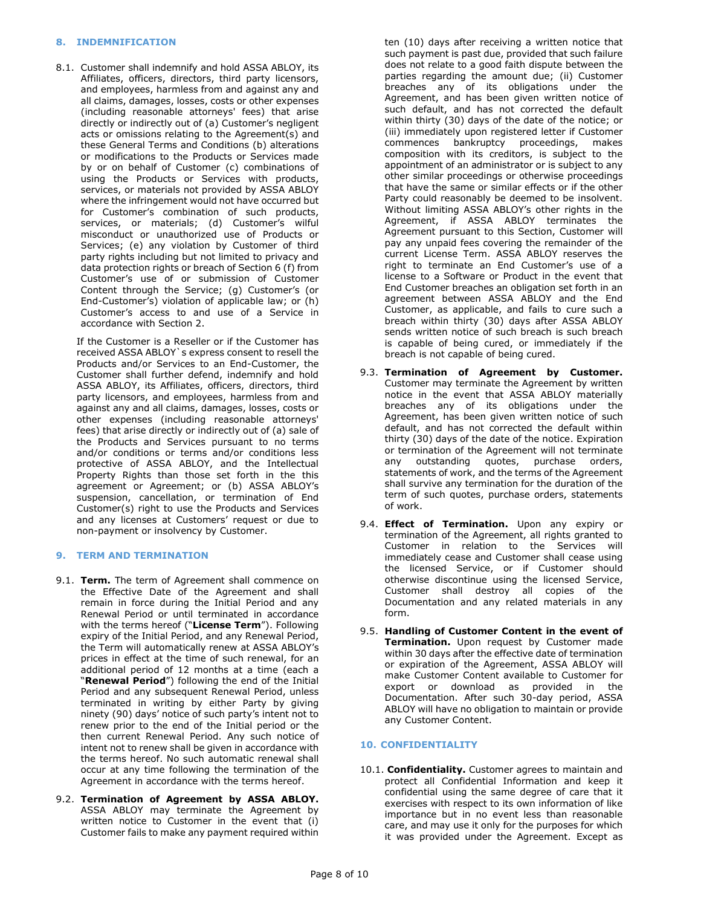## 8. INDEMNIFICATION

8.1. Customer shall indemnify and hold ASSA ABLOY, its Affiliates, officers, directors, third party licensors, and employees, harmless from and against any and all claims, damages, losses, costs or other expenses (including reasonable attorneys' fees) that arise directly or indirectly out of (a) Customer's negligent acts or omissions relating to the Agreement(s) and these General Terms and Conditions (b) alterations or modifications to the Products or Services made by or on behalf of Customer (c) combinations of using the Products or Services with products, services, or materials not provided by ASSA ABLOY where the infringement would not have occurred but for Customer's combination of such products, services, or materials; (d) Customer's wilful misconduct or unauthorized use of Products or Services; (e) any violation by Customer of third party rights including but not limited to privacy and data protection rights or breach of Section 6 (f) from Customer's use of or submission of Customer Content through the Service; (g) Customer's (or End-Customer's) violation of applicable law; or (h) Customer's access to and use of a Service in accordance with Section 2.

If the Customer is a Reseller or if the Customer has received ASSA ABLOY`s express consent to resell the Products and/or Services to an End-Customer, the Customer shall further defend, indemnify and hold ASSA ABLOY, its Affiliates, officers, directors, third party licensors, and employees, harmless from and against any and all claims, damages, losses, costs or other expenses (including reasonable attorneys' fees) that arise directly or indirectly out of (a) sale of the Products and Services pursuant to no terms and/or conditions or terms and/or conditions less protective of ASSA ABLOY, and the Intellectual Property Rights than those set forth in the this agreement or Agreement; or (b) ASSA ABLOY's suspension, cancellation, or termination of End Customer(s) right to use the Products and Services and any licenses at Customers' request or due to non-payment or insolvency by Customer.

## 9. TERM AND TERMINATION

9.1. **Term.** The term of Agreement shall commence on the Effective Date of the Agreement and shall remain in force during the Initial Period and any Renewal Period or until terminated in accordance with the terms hereof ("**License Term**"). Following expiry of the Initial Period, and any Renewal Period, the Term will automatically renew at ASSA ABLOY's prices in effect at the time of such renewal, for an additional period of 12 months at a time (each a "**Renewal Period**") following the end of the Initial Period and any subsequent Renewal Period, unless terminated in writing by either Party by giving ninety (90) days' notice of such party's intent not to renew prior to the end of the Initial period or the then current Renewal Period. Any such notice of intent not to renew shall be given in accordance with the terms hereof. No such automatic renewal shall occur at any time following the termination of the Agreement in accordance with the terms hereof.

9.2. **Termination of Agreement by ASSA ABLOY.** ASSA ABLOY may terminate the Agreement by written notice to Customer in the event that (i) Customer fails to make any payment required within ten (10) days after receiving a written notice that such payment is past due, provided that such failure does not relate to a good faith dispute between the parties regarding the amount due; (ii) Customer breaches any of its obligations under the Agreement, and has been given written notice of such default, and has not corrected the default within thirty (30) days of the date of the notice; or (iii) immediately upon registered letter if Customer commences bankruptcy proceedings, makes composition with its creditors, is subject to the appointment of an administrator or is subject to any other similar proceedings or otherwise proceedings that have the same or similar effects or if the other Party could reasonably be deemed to be insolvent. Without limiting ASSA ABLOY's other rights in the Agreement, if ASSA ABLOY terminates the Agreement pursuant to this Section, Customer will pay any unpaid fees covering the remainder of the current License Term. ASSA ABLOY reserves the right to terminate an End Customer's use of a license to a Software or Product in the event that End Customer breaches an obligation set forth in an agreement between ASSA ABLOY and the End Customer, as applicable, and fails to cure such a breach within thirty (30) days after ASSA ABLOY sends written notice of such breach is such breach is capable of being cured, or immediately if the breach is not capable of being cured.

9.3. **Termination of Agreement by Customer.** Customer may terminate the Agreement by written notice in the event that ASSA ABLOY materially breaches any of its obligations under the Agreement, has been given written notice of such default, and has not corrected the default within thirty (30) days of the date of the notice. Expiration or termination of the Agreement will not terminate any outstanding quotes, purchase orders, statements of work, and the terms of the Agreement shall survive any termination for the duration of the term of such quotes, purchase orders, statements of work.

9.4. **Effect of Termination.** Upon any expiry or termination of the Agreement, all rights granted to Customer in relation to the Services will immediately cease and Customer shall cease using the licensed Service, or if Customer should otherwise discontinue using the licensed Service, Customer shall destroy all copies of the Documentation and any related materials in any form.

9.5. **Handling of Customer Content in the event of Termination.** Upon request by Customer made within 30 days after the effective date of termination or expiration of the Agreement, ASSA ABLOY will make Customer Content available to Customer for export or download as provided in the Documentation. After such 30-day period, ASSA ABLOY will have no obligation to maintain or provide any Customer Content.

## 10. CONFIDENTIALITY

10.1. **Confidentiality.** Customer agrees to maintain and protect all Confidential Information and keep it confidential using the same degree of care that it exercises with respect to its own information of like importance but in no event less than reasonable care, and may use it only for the purposes for which it was provided under the Agreement. Except as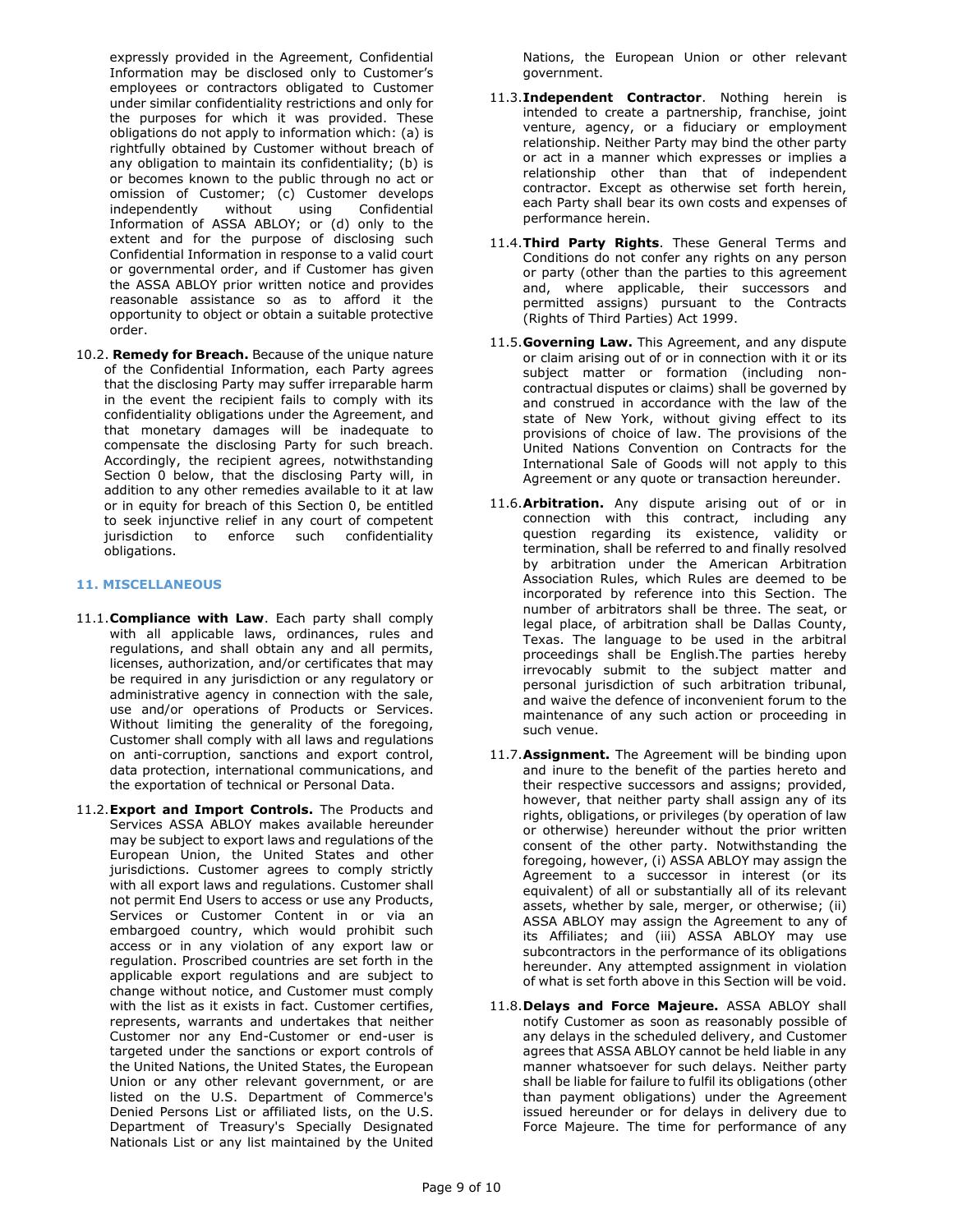expressly provided in the Agreement, Confidential Information may be disclosed only to Customer's employees or contractors obligated to Customer under similar confidentiality restrictions and only for the purposes for which it was provided. These obligations do not apply to information which: (a) is rightfully obtained by Customer without breach of any obligation to maintain its confidentiality; (b) is or becomes known to the public through no act or omission of Customer; (c) Customer develops independently without using Confidential Information of ASSA ABLOY; or (d) only to the extent and for the purpose of disclosing such Confidential Information in response to a valid court or governmental order, and if Customer has given the ASSA ABLOY prior written notice and provides reasonable assistance so as to afford it the opportunity to object or obtain a suitable protective order.

10.2. **Remedy for Breach.** Because of the unique nature of the Confidential Information, each Party agrees that the disclosing Party may suffer irreparable harm in the event the recipient fails to comply with its confidentiality obligations under the Agreement, and that monetary damages will be inadequate to compensate the disclosing Party for such breach. Accordingly, the recipient agrees, notwithstanding Section 0 below, that the disclosing Party will, in addition to any other remedies available to it at law or in equity for breach of this Section 0, be entitled to seek injunctive relief in any court of competent jurisdiction to enforce such confidentiality obligations.

## 11. MISCELLANEOUS

11.1. **Compliance with Law**. Each party shall comply with all applicable laws, ordinances, rules and regulations, and shall obtain any and all permits, licenses, authorization, and/or certificates that may be required in any jurisdiction or any regulatory or administrative agency in connection with the sale, use and/or operations of Products or Services. Without limiting the generality of the foregoing, Customer shall comply with all laws and regulations on anti-corruption, sanctions and export control, data protection, international communications, and the exportation of technical or Personal Data.

11.2. **Export and Import Controls.** The Products and Services ASSA ABLOY makes available hereunder may be subject to export laws and regulations of the European Union, the United States and other jurisdictions. Customer agrees to comply strictly with all export laws and regulations. Customer shall not permit End Users to access or use any Products, Services or Customer Content in or via an embargoed country, which would prohibit such access or in any violation of any export law or regulation. Proscribed countries are set forth in the applicable export regulations and are subject to change without notice, and Customer must comply with the list as it exists in fact. Customer certifies, represents, warrants and undertakes that neither Customer nor any End-Customer or end-user is targeted under the sanctions or export controls of the United Nations, the United States, the European Union or any other relevant government, or are listed on the U.S. Department of Commerce's Denied Persons List or affiliated lists, on the U.S. Department of Treasury's Specially Designated Nationals List or any list maintained by the United Nations, the European Union or other relevant government.

11.3. **Independent Contractor**. Nothing herein is intended to create a partnership, franchise, joint venture, agency, or a fiduciary or employment relationship. Neither Party may bind the other party or act in a manner which expresses or implies a relationship other than that of independent contractor. Except as otherwise set forth herein, each Party shall bear its own costs and expenses of performance herein.

11.4. **Third Party Rights**. These General Terms and Conditions do not confer any rights on any person or party (other than the parties to this agreement and, where applicable, their successors and permitted assigns) pursuant to the Contracts (Rights of Third Parties) Act 1999.

11.5. **Governing Law.** This Agreement, and any dispute or claim arising out of or in connection with it or its subject matter or formation (including non-contractual disputes or claims) shall be governed by and construed in accordance with the law of the state of New York, without giving effect to its provisions of choice of law. The provisions of the United Nations Convention on Contracts for the International Sale of Goods will not apply to this Agreement or any quote or transaction hereunder.

11.6. **Arbitration.** Any dispute arising out of or in connection with this contract, including any question regarding its existence, validity or termination, shall be referred to and finally resolved by arbitration under the American Arbitration Association Rules, which Rules are deemed to be incorporated by reference into this Section. The number of arbitrators shall be three. The seat, or legal place, of arbitration shall be Dallas County, Texas. The language to be used in the arbitral proceedings shall be English.The parties hereby irrevocably submit to the subject matter and personal jurisdiction of such arbitration tribunal, and waive the defence of inconvenient forum to the maintenance of any such action or proceeding in such venue.

11.7. **Assignment.** The Agreement will be binding upon and inure to the benefit of the parties hereto and their respective successors and assigns; provided, however, that neither party shall assign any of its rights, obligations, or privileges (by operation of law or otherwise) hereunder without the prior written consent of the other party. Notwithstanding the foregoing, however, (i) ASSA ABLOY may assign the Agreement to a successor in interest (or its equivalent) of all or substantially all of its relevant assets, whether by sale, merger, or otherwise; (ii) ASSA ABLOY may assign the Agreement to any of its Affiliates; and (iii) ASSA ABLOY may use subcontractors in the performance of its obligations hereunder. Any attempted assignment in violation of what is set forth above in this Section will be void.

11.8. **Delays and Force Majeure.** ASSA ABLOY shall notify Customer as soon as reasonably possible of any delays in the scheduled delivery, and Customer agrees that ASSA ABLOY cannot be held liable in any manner whatsoever for such delays. Neither party shall be liable for failure to fulfil its obligations (other than payment obligations) under the Agreement issued hereunder or for delays in delivery due to Force Majeure. The time for performance of any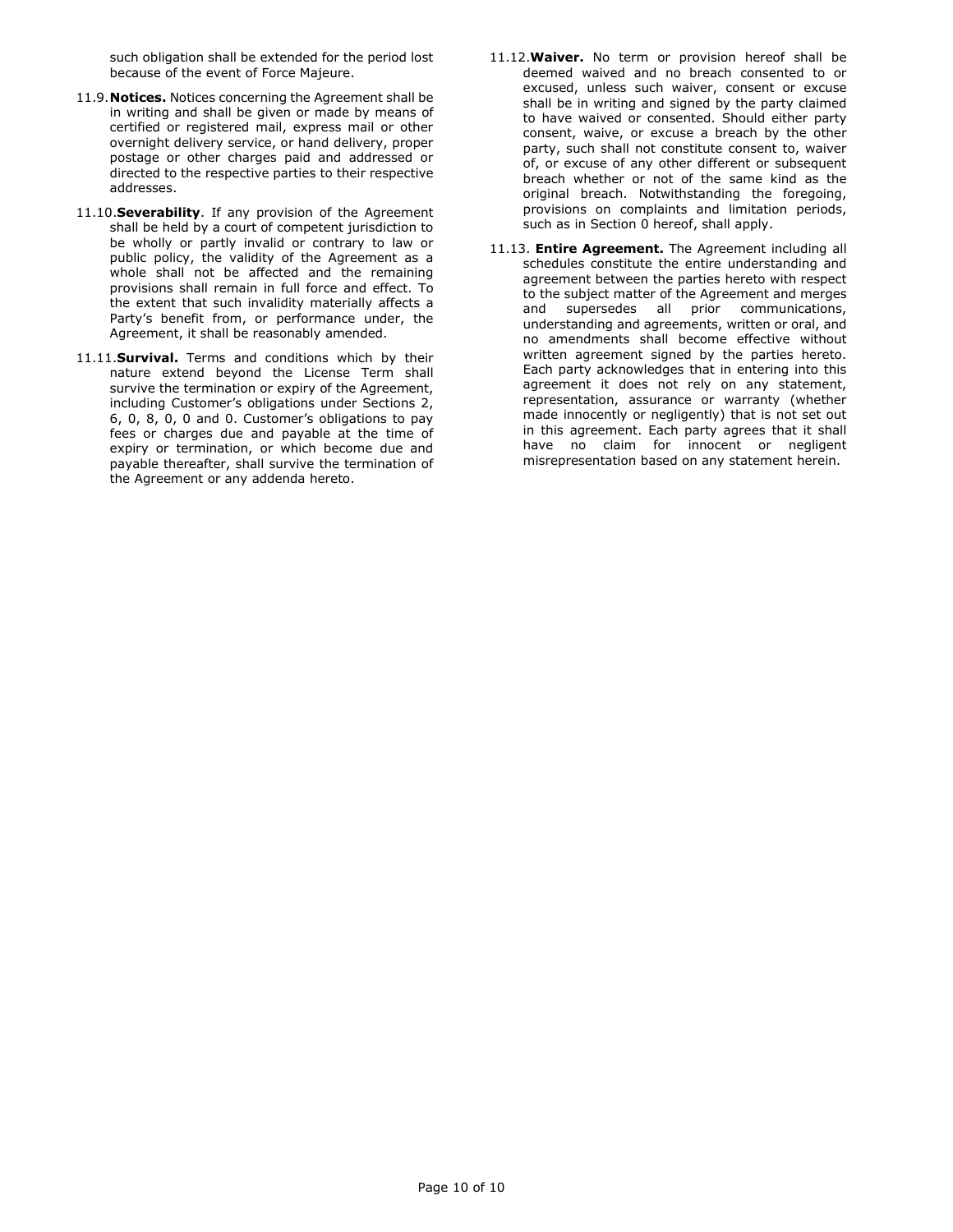such obligation shall be extended for the period lost because of the event of Force Majeure.

11.9. **Notices.** Notices concerning the Agreement shall be in writing and shall be given or made by means of certified or registered mail, express mail or other overnight delivery service, or hand delivery, proper postage or other charges paid and addressed or directed to the respective parties to their respective addresses.

11.10. **Severability**. If any provision of the Agreement shall be held by a court of competent jurisdiction to be wholly or partly invalid or contrary to law or public policy, the validity of the Agreement as a whole shall not be affected and the remaining provisions shall remain in full force and effect. To the extent that such invalidity materially affects a Party's benefit from, or performance under, the Agreement, it shall be reasonably amended.

11.11. **Survival.** Terms and conditions which by their nature extend beyond the License Term shall survive the termination or expiry of the Agreement, including Customer's obligations under Sections 2, 6, 0, 8, 0, 0 and 0. Customer's obligations to pay fees or charges due and payable at the time of expiry or termination, or which become due and payable thereafter, shall survive the termination of the Agreement or any addenda hereto.

11.12. **Waiver.** No term or provision hereof shall be deemed waived and no breach consented to or excused, unless such waiver, consent or excuse shall be in writing and signed by the party claimed to have waived or consented. Should either party consent, waive, or excuse a breach by the other party, such shall not constitute consent to, waiver of, or excuse of any other different or subsequent breach whether or not of the same kind as the original breach. Notwithstanding the foregoing, provisions on complaints and limitation periods, such as in Section 0 hereof, shall apply.

11.13. **Entire Agreement.** The Agreement including all schedules constitute the entire understanding and agreement between the parties hereto with respect to the subject matter of the Agreement and merges and supersedes all prior communications, understanding and agreements, written or oral, and no amendments shall become effective without written agreement signed by the parties hereto. Each party acknowledges that in entering into this agreement it does not rely on any statement, representation, assurance or warranty (whether made innocently or negligently) that is not set out in this agreement. Each party agrees that it shall have no claim for innocent or negligent misrepresentation based on any statement herein.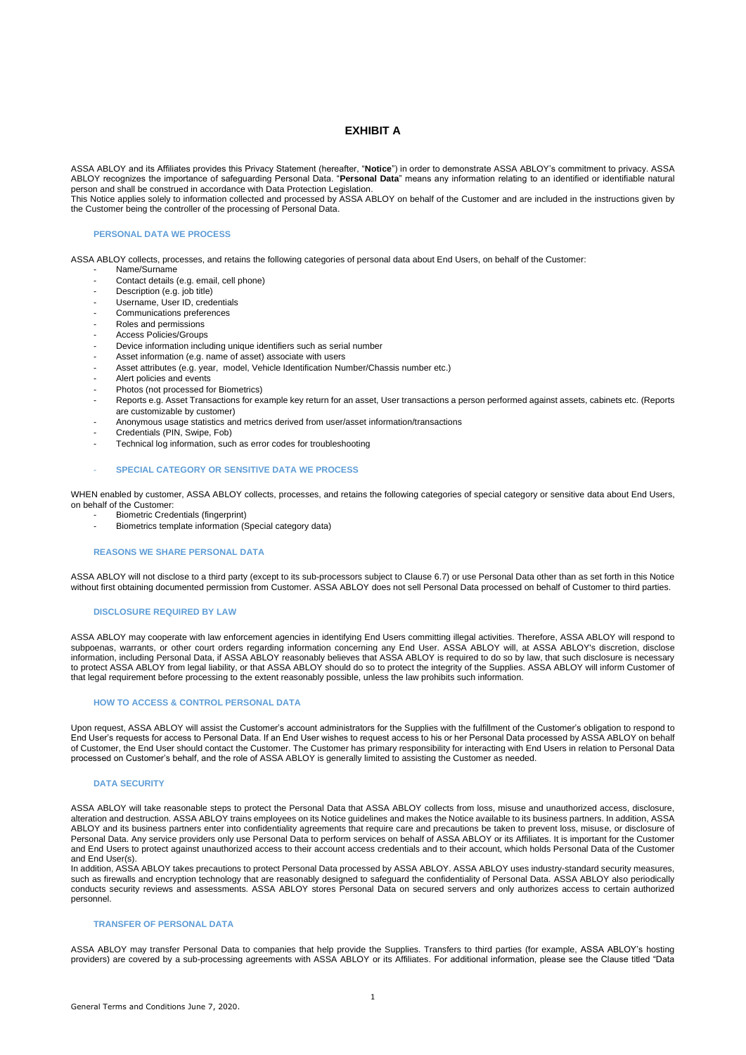# EXHIBIT A

ASSA ABLOY and its Affiliates provides this Privacy Statement (hereafter, "**Notice**") in order to demonstrate ASSA ABLOY's commitment to privacy. ASSA ABLOY recognizes the importance of safeguarding Personal Data. "**Personal Data**" means any information relating to an identified or identifiable natural person and shall be construed in accordance with Data Protection Legislation.

This Notice applies solely to information collected and processed by ASSA ABLOY on behalf of the Customer and are included in the instructions given by the Customer being the controller of the processing of Personal Data.

### PERSONAL DATA WE PROCESS

ASSA ABLOY collects, processes, and retains the following categories of personal data about End Users, on behalf of the Customer:

- Name/Surname
- Contact details (e.g. email, cell phone)
- Description (e.g. job title)
- Username, User ID, credentials
- Communications preferences
- Roles and permissions
- Access Policies/Groups
- Device information including unique identifiers such as serial number
- Asset information (e.g. name of asset) associate with users
- Asset attributes (e.g. year, model, Vehicle Identification Number/Chassis number etc.)
- Alert policies and events
- Photos (not processed for Biometrics)
- Reports e.g. Asset Transactions for example key return for an asset, User transactions a person performed against assets, cabinets etc. (Reports are customizable by customer)
- Anonymous usage statistics and metrics derived from user/asset information/transactions
- Credentials (PIN, Swipe, Fob)
- Technical log information, such as error codes for troubleshooting

### SPECIAL CATEGORY OR SENSITIVE DATA WE PROCESS

WHEN enabled by customer, ASSA ABLOY collects, processes, and retains the following categories of special category or sensitive data about End Users, on behalf of the Customer:

- Biometric Credentials (fingerprint)
- Biometrics template information (Special category data)

### REASONS WE SHARE PERSONAL DATA

ASSA ABLOY will not disclose to a third party (except to its sub-processors subject to Clause 6.7) or use Personal Data other than as set forth in this Notice without first obtaining documented permission from Customer. ASSA ABLOY does not sell Personal Data processed on behalf of Customer to third parties.

### DISCLOSURE REQUIRED BY LAW

ASSA ABLOY may cooperate with law enforcement agencies in identifying End Users committing illegal activities. Therefore, ASSA ABLOY will respond to subpoenas, warrants, or other court orders regarding information concerning any End User. ASSA ABLOY will, at ASSA ABLOY's discretion, disclose information, including Personal Data, if ASSA ABLOY reasonably believes that ASSA ABLOY is required to do so by law, that such disclosure is necessary to protect ASSA ABLOY from legal liability, or that ASSA ABLOY should do so to protect the integrity of the Supplies. ASSA ABLOY will inform Customer of that legal requirement before processing to the extent reasonably possible, unless the law prohibits such information.

### HOW TO ACCESS & CONTROL PERSONAL DATA

Upon request, ASSA ABLOY will assist the Customer's account administrators for the Supplies with the fulfillment of the Customer's obligation to respond to End User's requests for access to Personal Data. If an End User wishes to request access to his or her Personal Data processed by ASSA ABLOY on behalf of Customer, the End User should contact the Customer. The Customer has primary responsibility for interacting with End Users in relation to Personal Data processed on Customer's behalf, and the role of ASSA ABLOY is generally limited to assisting the Customer as needed.

### DATA SECURITY

ASSA ABLOY will take reasonable steps to protect the Personal Data that ASSA ABLOY collects from loss, misuse and unauthorized access, disclosure, alteration and destruction. ASSA ABLOY trains employees on its Notice guidelines and makes the Notice available to its business partners. In addition, ASSA ABLOY and its business partners enter into confidentiality agreements that require care and precautions be taken to prevent loss, misuse, or disclosure of Personal Data. Any service providers only use Personal Data to perform services on behalf of ASSA ABLOY or its Affiliates. It is important for the Customer and End Users to protect against unauthorized access to their account access credentials and to their account, which holds Personal Data of the Customer and End User(s).

In addition, ASSA ABLOY takes precautions to protect Personal Data processed by ASSA ABLOY. ASSA ABLOY uses industry-standard security measures, such as firewalls and encryption technology that are reasonably designed to safeguard the confidentiality of Personal Data. ASSA ABLOY also periodically conducts security reviews and assessments. ASSA ABLOY stores Personal Data on secured servers and only authorizes access to certain authorized personnel.

### TRANSFER OF PERSONAL DATA

ASSA ABLOY may transfer Personal Data to companies that help provide the Supplies. Transfers to third parties (for example, ASSA ABLOY's hosting providers) are covered by a sub-processing agreements with ASSA ABLOY or its Affiliates. For additional information, please see the Clause titled "Data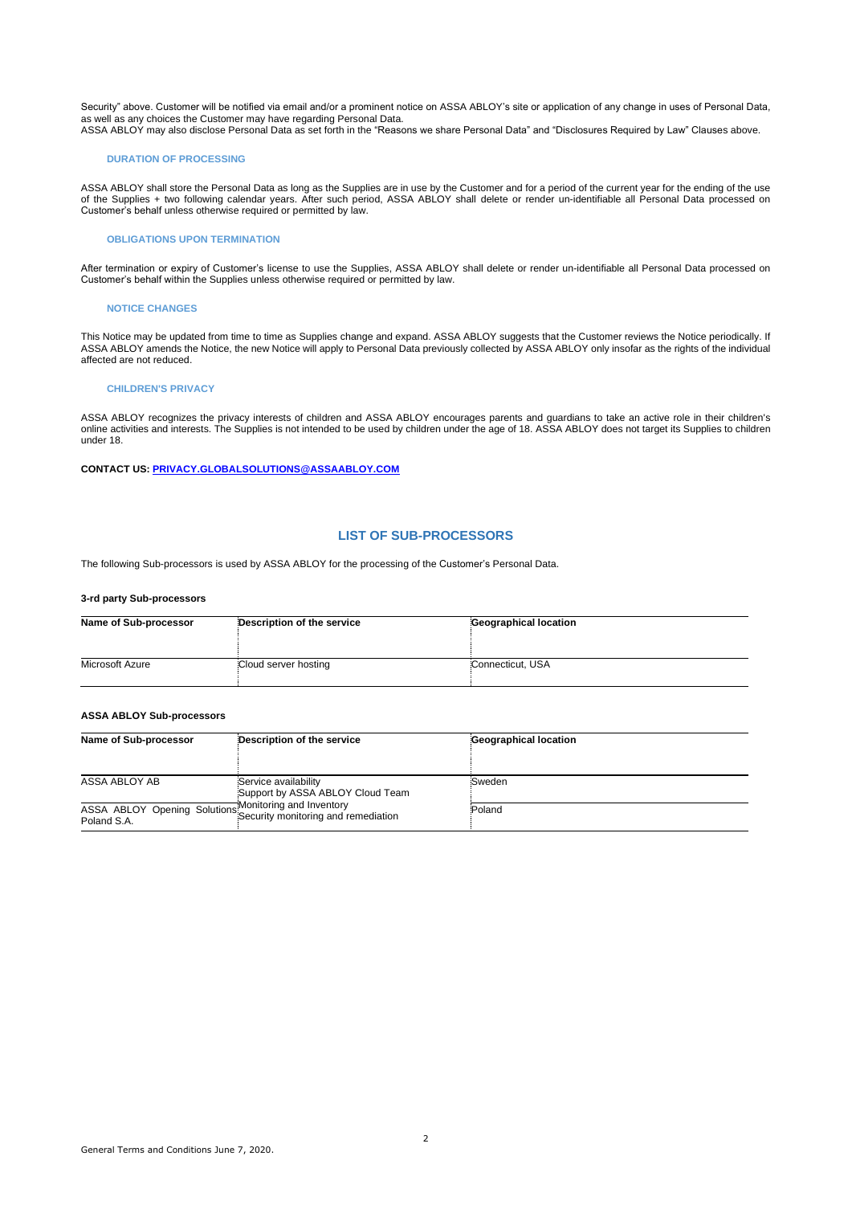Security" above. Customer will be notified via email and/or a prominent notice on ASSA ABLOY's site or application of any change in uses of Personal Data, as well as any choices the Customer may have regarding Personal Data.
ASSA ABLOY may also disclose Personal Data as set forth in the "Reasons we share Personal Data" and "Disclosures Required by Law" Clauses above.

### DURATION OF PROCESSING

ASSA ABLOY shall store the Personal Data as long as the Supplies are in use by the Customer and for a period of the current year for the ending of the use of the Supplies + two following calendar years. After such period, ASSA ABLOY shall delete or render un-identifiable all Personal Data processed on Customer's behalf unless otherwise required or permitted by law.

### OBLIGATIONS UPON TERMINATION

After termination or expiry of Customer's license to use the Supplies, ASSA ABLOY shall delete or render un-identifiable all Personal Data processed on Customer's behalf within the Supplies unless otherwise required or permitted by law.

### NOTICE CHANGES

This Notice may be updated from time to time as Supplies change and expand. ASSA ABLOY suggests that the Customer reviews the Notice periodically. If ASSA ABLOY amends the Notice, the new Notice will apply to Personal Data previously collected by ASSA ABLOY only insofar as the rights of the individual affected are not reduced.

### CHILDREN'S PRIVACY

ASSA ABLOY recognizes the privacy interests of children and ASSA ABLOY encourages parents and guardians to take an active role in their children's online activities and interests. The Supplies is not intended to be used by children under the age of 18. ASSA ABLOY does not target its Supplies to children under 18.

**CONTACT US: [PRIVACY.GLOBALSOLUTIONS@ASSAABLOY.COM](mailto:PRIVACY.GLOBALSOLUTIONS@ASSAABLOY.COM)**

## LIST OF SUB-PROCESSORS

The following Sub-processors is used by ASSA ABLOY for the processing of the Customer's Personal Data.

**3-rd party Sub-processors**

| Name of Sub-processor | Description of the service | Geographical location |
|---|---|---|
| Microsoft Azure | Cloud server hosting | Connecticut, USA |

**ASSA ABLOY Sub-processors**

| Name of Sub-processor | Description of the service | Geographical location |
|---|---|---|
| ASSA ABLOY AB | Service availability<br>Support by ASSA ABLOY Cloud Team | Sweden |
| ASSA ABLOY Opening Solutions Poland S.A. | Monitoring and Inventory<br>Security monitoring and remediation | Poland |

General Terms and Conditions June 7, 2020.